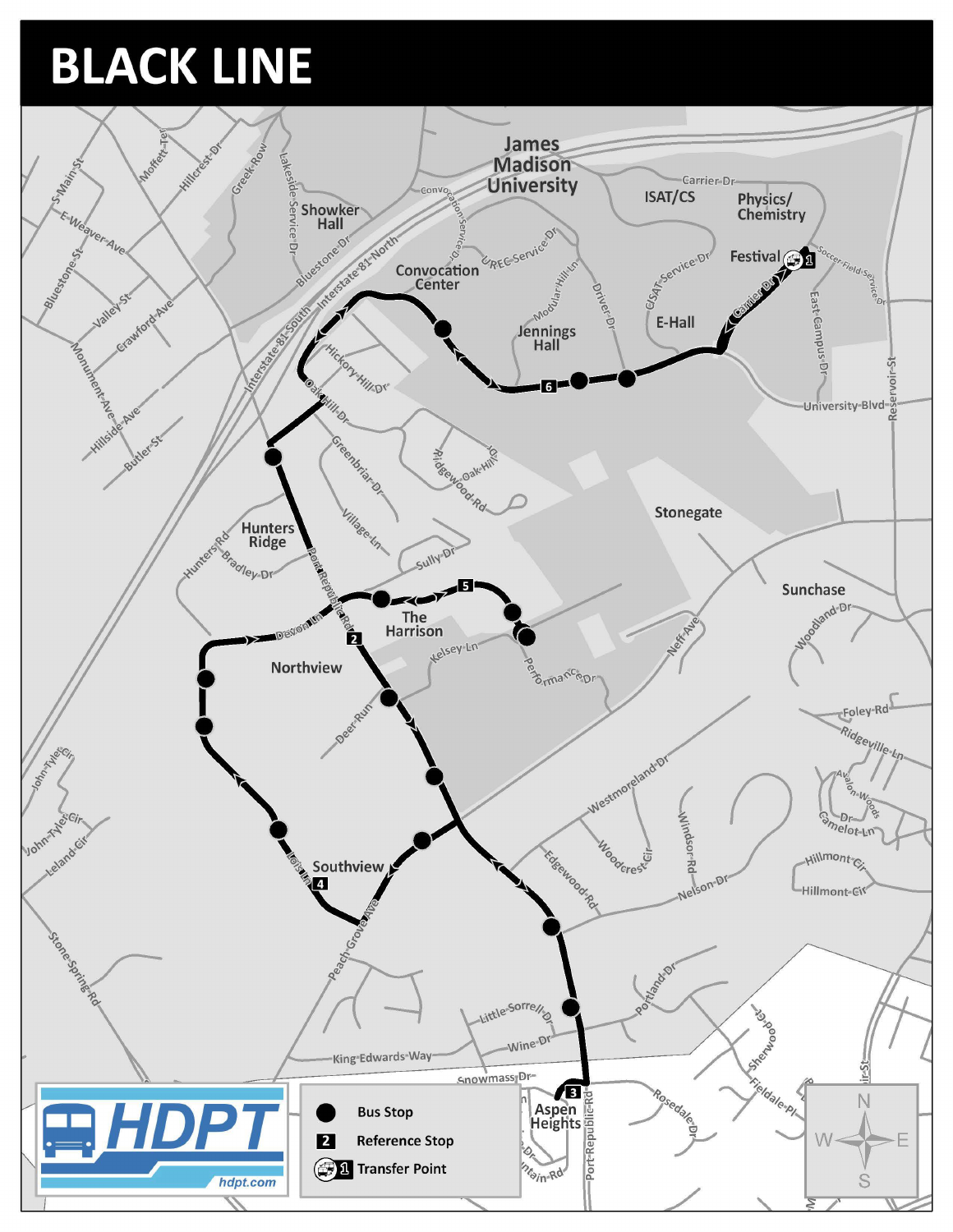# BLACK LINE

James Madison University

ISAT/CS

Physics/ Chemistry

Festival

Showker Hall

Convocation Center

Jennings Hall

E-Hall

Stonegate

Sunchase

Hunters Ridge

The Harrison

Northview

Southview

Aspen Heights

| Symbol | Meaning |
| --- | --- |
| ● | Bus Stop |
| 2 | Reference Stop |
| 1 | Transfer Point |

HDPT

hdpt.com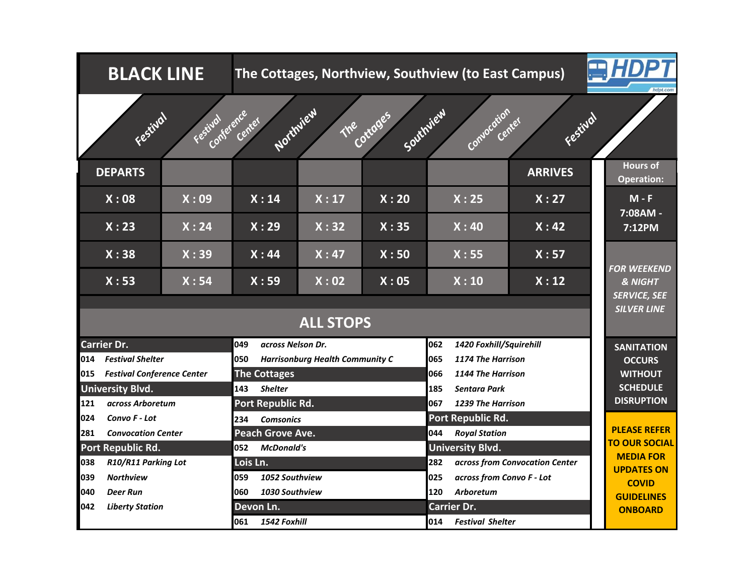# BLACK LINE

## The Cottages, Northview, Southview (to East Campus)

HDPT hdpt.com

| Festival | Festival Conference Center | Northview | The Cottages | Southview | Convocation Center | Festival |
|---|---|---|---|---|---|---|
| DEPARTS | | | | | | ARRIVES |
| X : 08 | X : 09 | X : 14 | X : 17 | X : 20 | X : 25 | X : 27 |
| X : 23 | X : 24 | X : 29 | X : 32 | X : 35 | X : 40 | X : 42 |
| X : 38 | X : 39 | X : 44 | X : 47 | X : 50 | X : 55 | X : 57 |
| X : 53 | X : 54 | X : 59 | X : 02 | X : 05 | X : 10 | X : 12 |

**Hours of Operation:**

**M - F 7:08AM - 7:12PM**

***FOR WEEKEND & NIGHT SERVICE, SEE SILVER LINE***

**SANITATION OCCURS WITHOUT SCHEDULE DISRUPTION**

**PLEASE REFER TO OUR SOCIAL MEDIA FOR UPDATES ON COVID GUIDELINES ONBOARD**

## ALL STOPS

**Carrier Dr.**
- 014 *Festival Shelter*
- 015 *Festival Conference Center*

**University Blvd.**
- 121 *across Arboretum*
- 024 *Convo F - Lot*
- 281 *Convocation Center*

**Port Republic Rd.**
- 038 *R10/R11 Parking Lot*
- 039 *Northview*
- 040 *Deer Run*
- 042 *Liberty Station*
- 049 *across Nelson Dr.*
- 050 *Harrisonburg Health Community C*

**The Cottages**
- 143 *Shelter*

**Port Republic Rd.**
- 234 *Comsonics*

**Peach Grove Ave.**
- 052 *McDonald's*

**Lois Ln.**
- 059 *1052 Southview*
- 060 *1030 Southview*

**Devon Ln.**
- 061 *1542 Foxhill*
- 062 *1420 Foxhill/Squirehill*
- 065 *1174 The Harrison*
- 066 *1144 The Harrison*
- 185 *Sentara Park*
- 067 *1239 The Harrison*

**Port Republic Rd.**
- 044 *Royal Station*

**University Blvd.**
- 282 *across from Convocation Center*
- 025 *across from Convo F - Lot*
- 120 *Arboretum*

**Carrier Dr.**
- 014 *Festival Shelter*